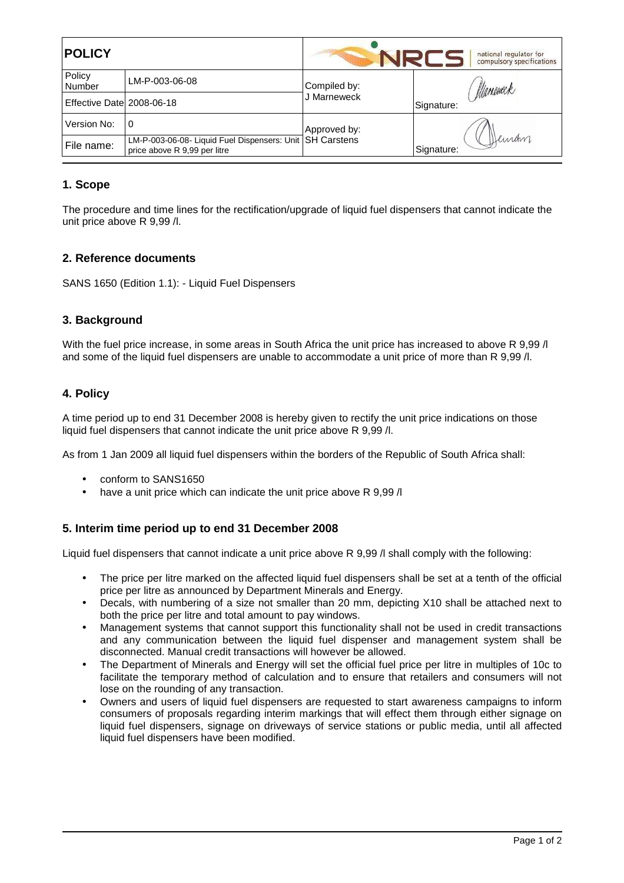| POLICY | | NRCS national regulator for compulsory specifications | |
|---|---|---|---|
| Policy Number | LM-P-003-06-08 | Compiled by: J Marneweck | Signature: |
| Effective Date | 2008-06-18 | | |
| Version No: | 0 | Approved by: SH Carstens | Signature: |
| File name: | LM-P-003-06-08- Liquid Fuel Dispensers: Unit price above R 9,99 per litre | | |

## 1. Scope

The procedure and time lines for the rectification/upgrade of liquid fuel dispensers that cannot indicate the unit price above R 9,99 /l.

## 2. Reference documents

SANS 1650 (Edition 1.1): - Liquid Fuel Dispensers

## 3. Background

With the fuel price increase, in some areas in South Africa the unit price has increased to above R 9,99 /l and some of the liquid fuel dispensers are unable to accommodate a unit price of more than R 9,99 /l.

## 4. Policy

A time period up to end 31 December 2008 is hereby given to rectify the unit price indications on those liquid fuel dispensers that cannot indicate the unit price above R 9,99 /l.

As from 1 Jan 2009 all liquid fuel dispensers within the borders of the Republic of South Africa shall:

- conform to SANS1650
- have a unit price which can indicate the unit price above R 9,99 /l

## 5. Interim time period up to end 31 December 2008

Liquid fuel dispensers that cannot indicate a unit price above R 9,99 /l shall comply with the following:

- The price per litre marked on the affected liquid fuel dispensers shall be set at a tenth of the official price per litre as announced by Department Minerals and Energy.
- Decals, with numbering of a size not smaller than 20 mm, depicting X10 shall be attached next to both the price per litre and total amount to pay windows.
- Management systems that cannot support this functionality shall not be used in credit transactions and any communication between the liquid fuel dispenser and management system shall be disconnected. Manual credit transactions will however be allowed.
- The Department of Minerals and Energy will set the official fuel price per litre in multiples of 10c to facilitate the temporary method of calculation and to ensure that retailers and consumers will not lose on the rounding of any transaction.
- Owners and users of liquid fuel dispensers are requested to start awareness campaigns to inform consumers of proposals regarding interim markings that will effect them through either signage on liquid fuel dispensers, signage on driveways of service stations or public media, until all affected liquid fuel dispensers have been modified.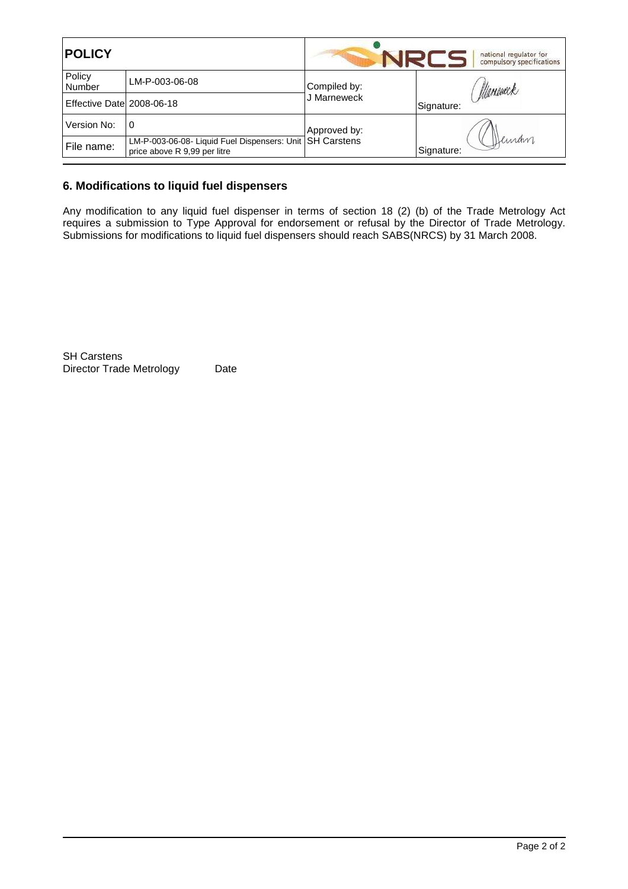| POLICY | | | |
|---|---|---|---|
| Policy Number | LM-P-003-06-08 | Compiled by: J Marneweck | Signature: |
| Effective Date | 2008-06-18 | | |
| Version No: | 0 | Approved by: SH Carstens | Signature: |
| File name: | LM-P-003-06-08- Liquid Fuel Dispensers: Unit price above R 9,99 per litre | | |

## 6. Modifications to liquid fuel dispensers

Any modification to any liquid fuel dispenser in terms of section 18 (2) (b) of the Trade Metrology Act requires a submission to Type Approval for endorsement or refusal by the Director of Trade Metrology. Submissions for modifications to liquid fuel dispensers should reach SABS(NRCS) by 31 March 2008.

SH Carstens
Director Trade Metrology Date